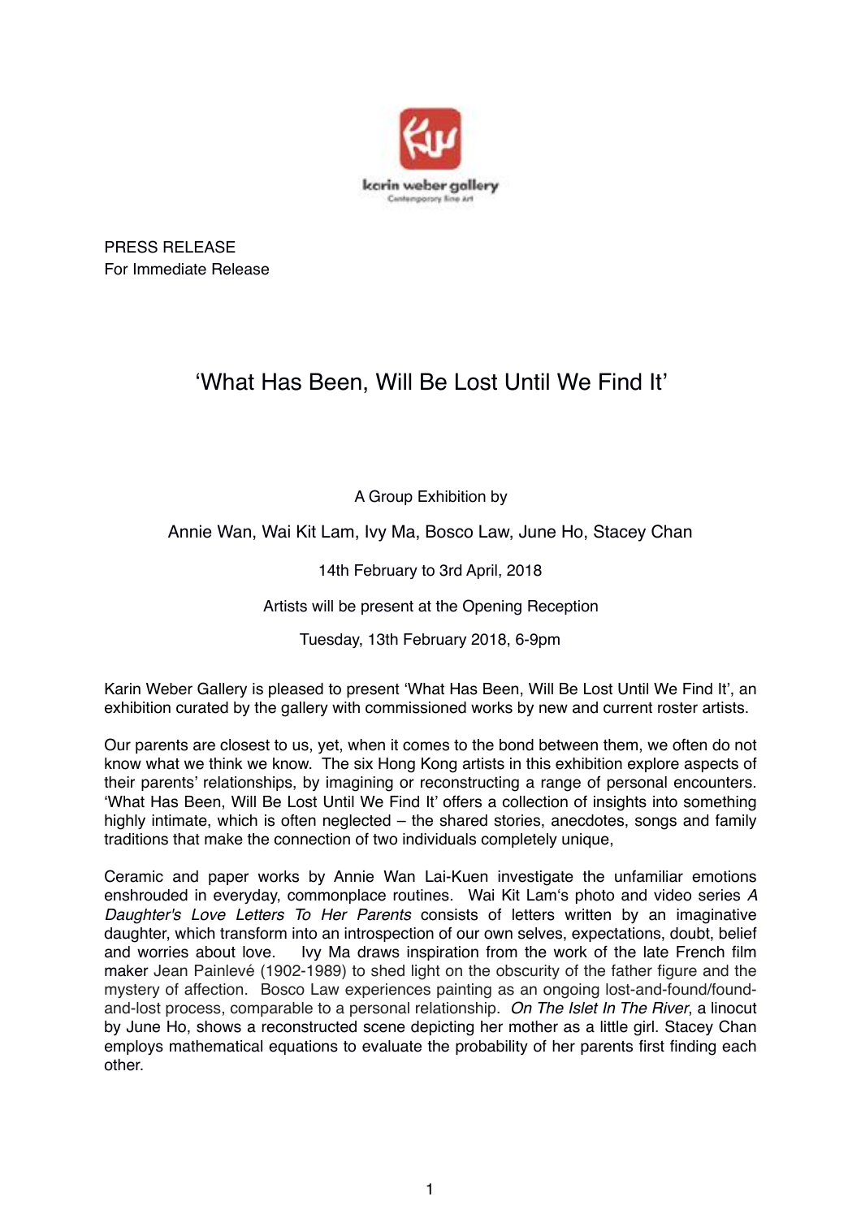karin weber gallery
Contemporary fine Art

PRESS RELEASE
For Immediate Release

# 'What Has Been, Will Be Lost Until We Find It'

A Group Exhibition by

Annie Wan, Wai Kit Lam, Ivy Ma, Bosco Law, June Ho, Stacey Chan

14th February to 3rd April, 2018

Artists will be present at the Opening Reception

Tuesday, 13th February 2018, 6-9pm

Karin Weber Gallery is pleased to present 'What Has Been, Will Be Lost Until We Find It', an exhibition curated by the gallery with commissioned works by new and current roster artists.

Our parents are closest to us, yet, when it comes to the bond between them, we often do not know what we think we know. The six Hong Kong artists in this exhibition explore aspects of their parents' relationships, by imagining or reconstructing a range of personal encounters. 'What Has Been, Will Be Lost Until We Find It' offers a collection of insights into something highly intimate, which is often neglected – the shared stories, anecdotes, songs and family traditions that make the connection of two individuals completely unique,

Ceramic and paper works by Annie Wan Lai-Kuen investigate the unfamiliar emotions enshrouded in everyday, commonplace routines. Wai Kit Lam's photo and video series *A Daughter's Love Letters To Her Parents* consists of letters written by an imaginative daughter, which transform into an introspection of our own selves, expectations, doubt, belief and worries about love. Ivy Ma draws inspiration from the work of the late French film maker Jean Painlevé (1902-1989) to shed light on the obscurity of the father figure and the mystery of affection. Bosco Law experiences painting as an ongoing lost-and-found/found-and-lost process, comparable to a personal relationship. *On The Islet In The River*, a linocut by June Ho, shows a reconstructed scene depicting her mother as a little girl. Stacey Chan employs mathematical equations to evaluate the probability of her parents first finding each other.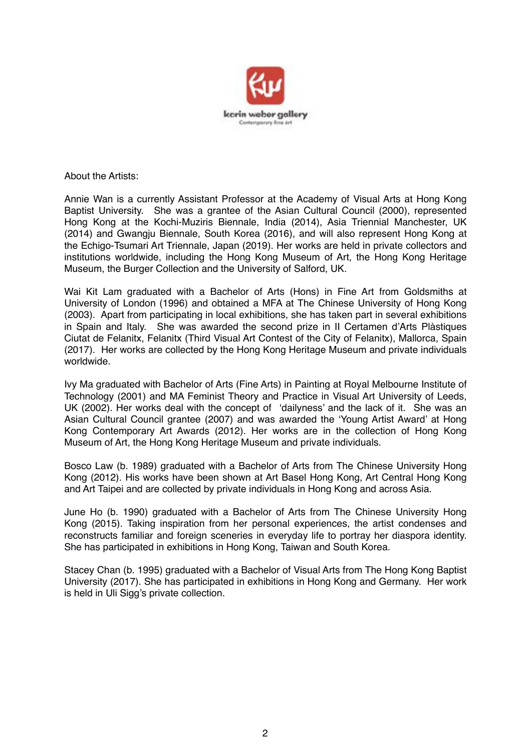About the Artists:

Annie Wan is a currently Assistant Professor at the Academy of Visual Arts at Hong Kong Baptist University. She was a grantee of the Asian Cultural Council (2000), represented Hong Kong at the Kochi-Muziris Biennale, India (2014), Asia Triennial Manchester, UK (2014) and Gwangju Biennale, South Korea (2016), and will also represent Hong Kong at the Echigo-Tsumari Art Triennale, Japan (2019). Her works are held in private collectors and institutions worldwide, including the Hong Kong Museum of Art, the Hong Kong Heritage Museum, the Burger Collection and the University of Salford, UK.

Wai Kit Lam graduated with a Bachelor of Arts (Hons) in Fine Art from Goldsmiths at University of London (1996) and obtained a MFA at The Chinese University of Hong Kong (2003). Apart from participating in local exhibitions, she has taken part in several exhibitions in Spain and Italy. She was awarded the second prize in II Certamen d'Arts Plàstiques Ciutat de Felanitx, Felanitx (Third Visual Art Contest of the City of Felanitx), Mallorca, Spain (2017). Her works are collected by the Hong Kong Heritage Museum and private individuals worldwide.

Ivy Ma graduated with Bachelor of Arts (Fine Arts) in Painting at Royal Melbourne Institute of Technology (2001) and MA Feminist Theory and Practice in Visual Art University of Leeds, UK (2002). Her works deal with the concept of 'dailyness' and the lack of it. She was an Asian Cultural Council grantee (2007) and was awarded the 'Young Artist Award' at Hong Kong Contemporary Art Awards (2012). Her works are in the collection of Hong Kong Museum of Art, the Hong Kong Heritage Museum and private individuals.

Bosco Law (b. 1989) graduated with a Bachelor of Arts from The Chinese University Hong Kong (2012). His works have been shown at Art Basel Hong Kong, Art Central Hong Kong and Art Taipei and are collected by private individuals in Hong Kong and across Asia.

June Ho (b. 1990) graduated with a Bachelor of Arts from The Chinese University Hong Kong (2015). Taking inspiration from her personal experiences, the artist condenses and reconstructs familiar and foreign sceneries in everyday life to portray her diaspora identity. She has participated in exhibitions in Hong Kong, Taiwan and South Korea.

Stacey Chan (b. 1995) graduated with a Bachelor of Visual Arts from The Hong Kong Baptist University (2017). She has participated in exhibitions in Hong Kong and Germany. Her work is held in Uli Sigg's private collection.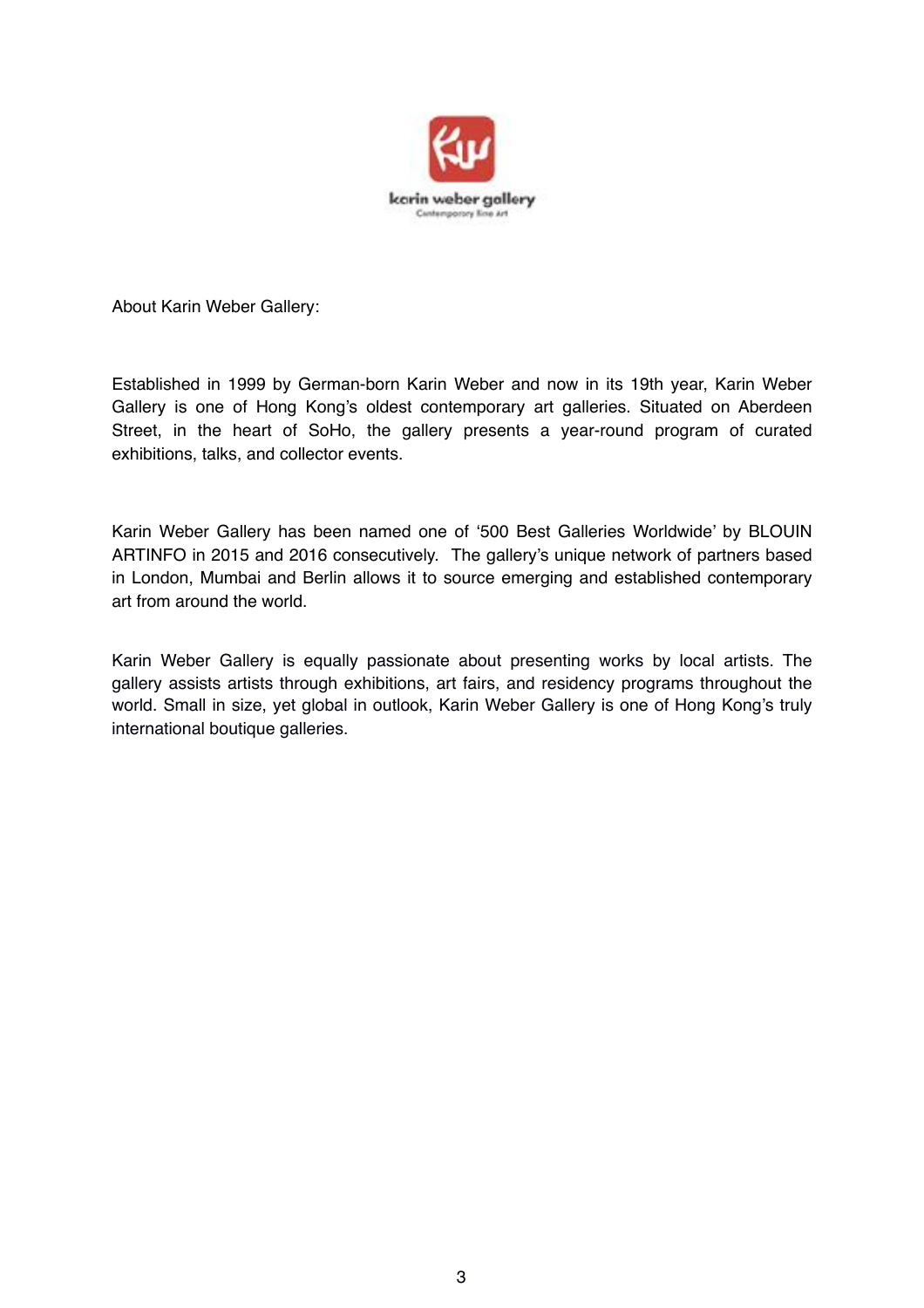karin weber gallery

Contemporary fine Art

About Karin Weber Gallery:

Established in 1999 by German-born Karin Weber and now in its 19th year, Karin Weber Gallery is one of Hong Kong's oldest contemporary art galleries. Situated on Aberdeen Street, in the heart of SoHo, the gallery presents a year-round program of curated exhibitions, talks, and collector events.

Karin Weber Gallery has been named one of '500 Best Galleries Worldwide' by BLOUIN ARTINFO in 2015 and 2016 consecutively. The gallery's unique network of partners based in London, Mumbai and Berlin allows it to source emerging and established contemporary art from around the world.

Karin Weber Gallery is equally passionate about presenting works by local artists. The gallery assists artists through exhibitions, art fairs, and residency programs throughout the world. Small in size, yet global in outlook, Karin Weber Gallery is one of Hong Kong's truly international boutique galleries.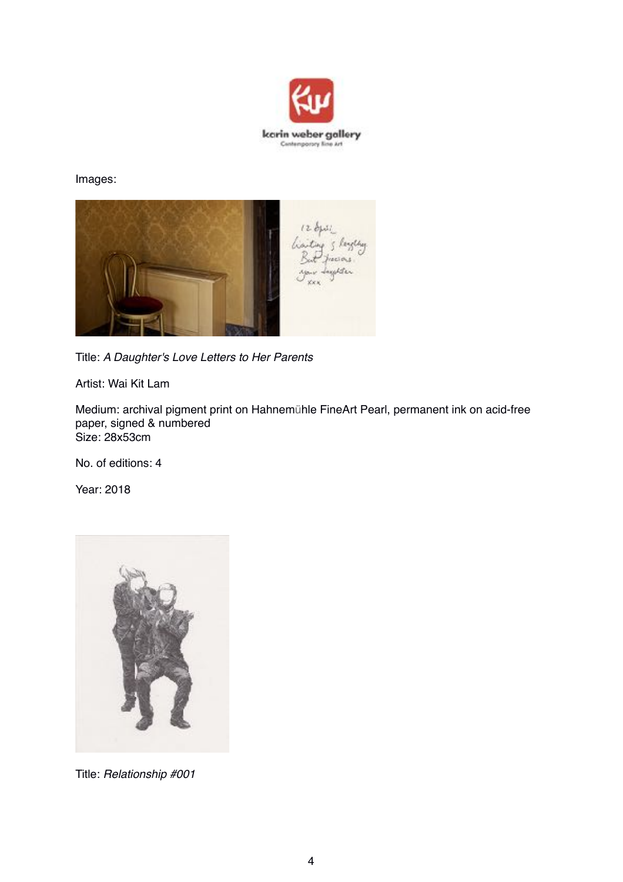Images:

Title: *A Daughter's Love Letters to Her Parents*

Artist: Wai Kit Lam

Medium: archival pigment print on Hahnemühle FineArt Pearl, permanent ink on acid-free paper, signed & numbered
Size: 28x53cm

No. of editions: 4

Year: 2018

Title: *Relationship #001*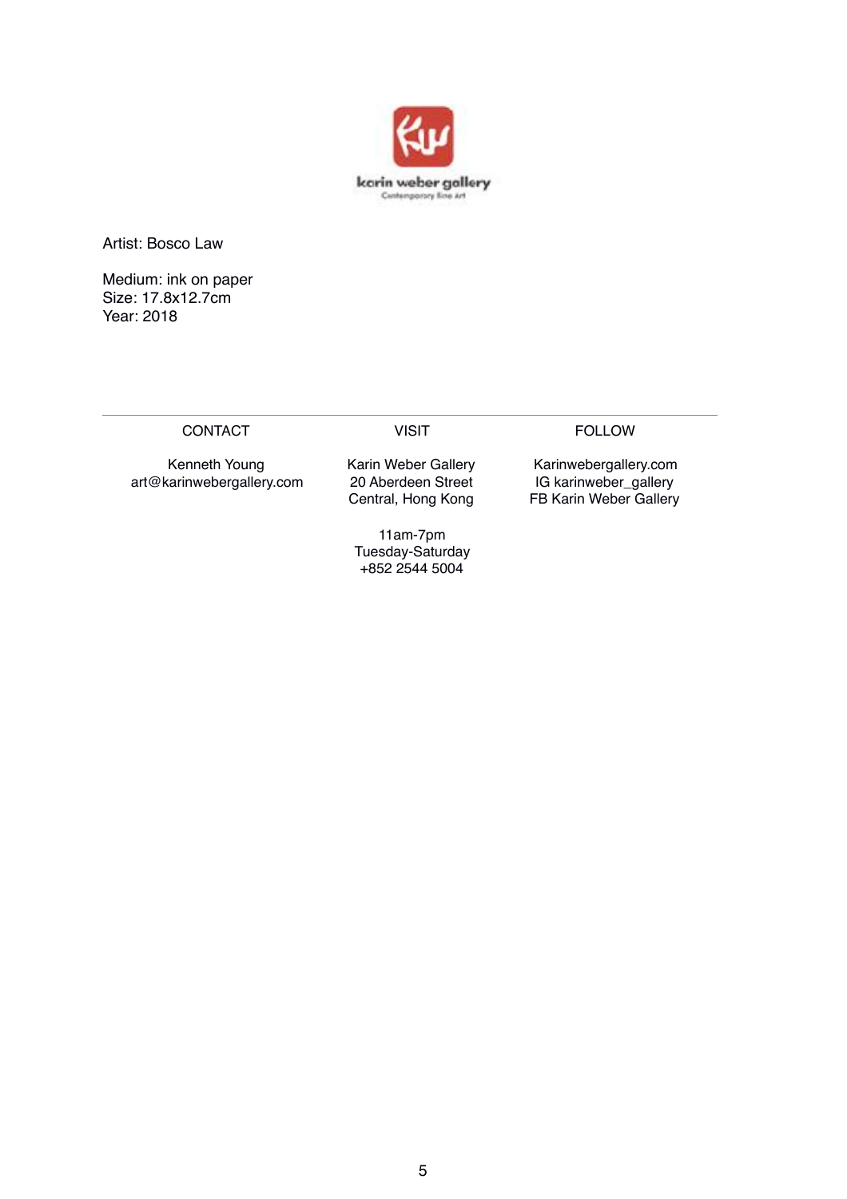karin weber gallery
Contemporary fine Art

Artist: Bosco Law

Medium: ink on paper
Size: 17.8x12.7cm
Year: 2018

---

| CONTACT | VISIT | FOLLOW |
|---|---|---|
| Kenneth Young<br>art@karinwebergallery.com | Karin Weber Gallery<br>20 Aberdeen Street<br>Central, Hong Kong<br><br>11am-7pm<br>Tuesday-Saturday<br>+852 2544 5004 | Karinwebergallery.com<br>IG karinweber_gallery<br>FB Karin Weber Gallery |